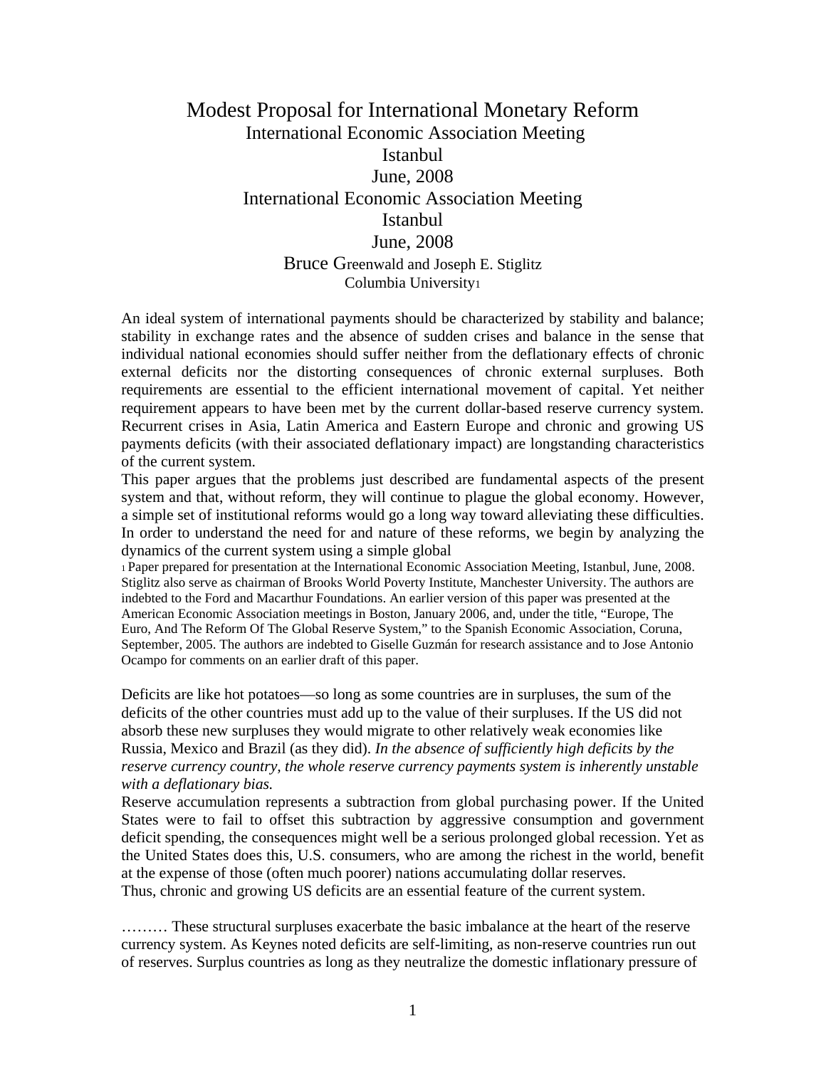# Modest Proposal for International Monetary Reform

International Economic Association Meeting

Istanbul

June, 2008

International Economic Association Meeting

Istanbul

June, 2008

Bruce Greenwald and Joseph E. Stiglitz

Columbia University[1]

An ideal system of international payments should be characterized by stability and balance; stability in exchange rates and the absence of sudden crises and balance in the sense that individual national economies should suffer neither from the deflationary effects of chronic external deficits nor the distorting consequences of chronic external surpluses. Both requirements are essential to the efficient international movement of capital. Yet neither requirement appears to have been met by the current dollar-based reserve currency system. Recurrent crises in Asia, Latin America and Eastern Europe and chronic and growing US payments deficits (with their associated deflationary impact) are longstanding characteristics of the current system.

This paper argues that the problems just described are fundamental aspects of the present system and that, without reform, they will continue to plague the global economy. However, a simple set of institutional reforms would go a long way toward alleviating these difficulties. In order to understand the need for and nature of these reforms, we begin by analyzing the dynamics of the current system using a simple global

[1] Paper prepared for presentation at the International Economic Association Meeting, Istanbul, June, 2008. Stiglitz also serve as chairman of Brooks World Poverty Institute, Manchester University. The authors are indebted to the Ford and Macarthur Foundations. An earlier version of this paper was presented at the American Economic Association meetings in Boston, January 2006, and, under the title, "Europe, The Euro, And The Reform Of The Global Reserve System," to the Spanish Economic Association, Coruna, September, 2005. The authors are indebted to Giselle Guzmán for research assistance and to Jose Antonio Ocampo for comments on an earlier draft of this paper.

Deficits are like hot potatoes—so long as some countries are in surpluses, the sum of the deficits of the other countries must add up to the value of their surpluses. If the US did not absorb these new surpluses they would migrate to other relatively weak economies like Russia, Mexico and Brazil (as they did). *In the absence of sufficiently high deficits by the reserve currency country, the whole reserve currency payments system is inherently unstable with a deflationary bias.*

Reserve accumulation represents a subtraction from global purchasing power. If the United States were to fail to offset this subtraction by aggressive consumption and government deficit spending, the consequences might well be a serious prolonged global recession. Yet as the United States does this, U.S. consumers, who are among the richest in the world, benefit at the expense of those (often much poorer) nations accumulating dollar reserves.

Thus, chronic and growing US deficits are an essential feature of the current system.

……… These structural surpluses exacerbate the basic imbalance at the heart of the reserve currency system. As Keynes noted deficits are self-limiting, as non-reserve countries run out of reserves. Surplus countries as long as they neutralize the domestic inflationary pressure of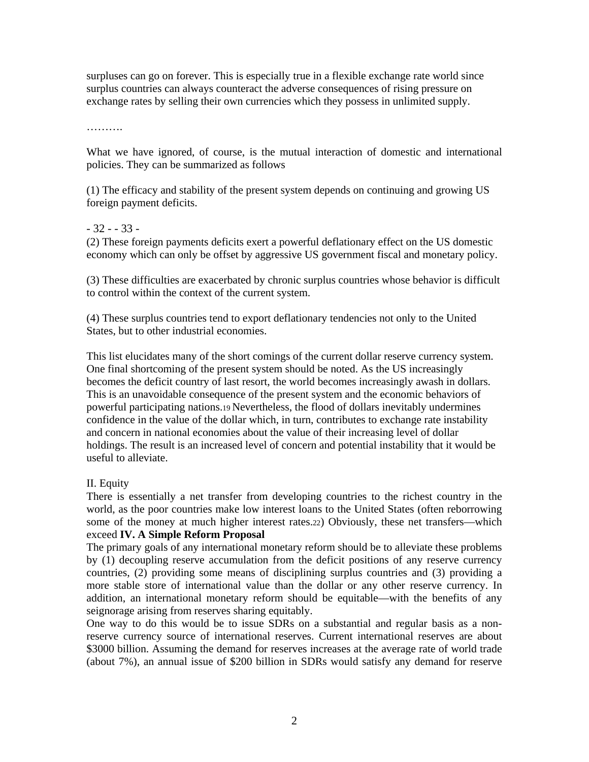surpluses can go on forever. This is especially true in a flexible exchange rate world since surplus countries can always counteract the adverse consequences of rising pressure on exchange rates by selling their own currencies which they possess in unlimited supply.

……….

What we have ignored, of course, is the mutual interaction of domestic and international policies. They can be summarized as follows

(1) The efficacy and stability of the present system depends on continuing and growing US foreign payment deficits.

- 32 - - 33 -

(2) These foreign payments deficits exert a powerful deflationary effect on the US domestic economy which can only be offset by aggressive US government fiscal and monetary policy.

(3) These difficulties are exacerbated by chronic surplus countries whose behavior is difficult to control within the context of the current system.

(4) These surplus countries tend to export deflationary tendencies not only to the United States, but to other industrial economies.

This list elucidates many of the short comings of the current dollar reserve currency system. One final shortcoming of the present system should be noted. As the US increasingly becomes the deficit country of last resort, the world becomes increasingly awash in dollars. This is an unavoidable consequence of the present system and the economic behaviors of powerful participating nations.[19] Nevertheless, the flood of dollars inevitably undermines confidence in the value of the dollar which, in turn, contributes to exchange rate instability and concern in national economies about the value of their increasing level of dollar holdings. The result is an increased level of concern and potential instability that it would be useful to alleviate.

II. Equity

There is essentially a net transfer from developing countries to the richest country in the world, as the poor countries make low interest loans to the United States (often reborrowing some of the money at much higher interest rates.[22]) Obviously, these net transfers—which exceed **IV. A Simple Reform Proposal**

The primary goals of any international monetary reform should be to alleviate these problems by (1) decoupling reserve accumulation from the deficit positions of any reserve currency countries, (2) providing some means of disciplining surplus countries and (3) providing a more stable store of international value than the dollar or any other reserve currency. In addition, an international monetary reform should be equitable—with the benefits of any seignorage arising from reserves sharing equitably.

One way to do this would be to issue SDRs on a substantial and regular basis as a non-reserve currency source of international reserves. Current international reserves are about \$3000 billion. Assuming the demand for reserves increases at the average rate of world trade (about 7%), an annual issue of \$200 billion in SDRs would satisfy any demand for reserve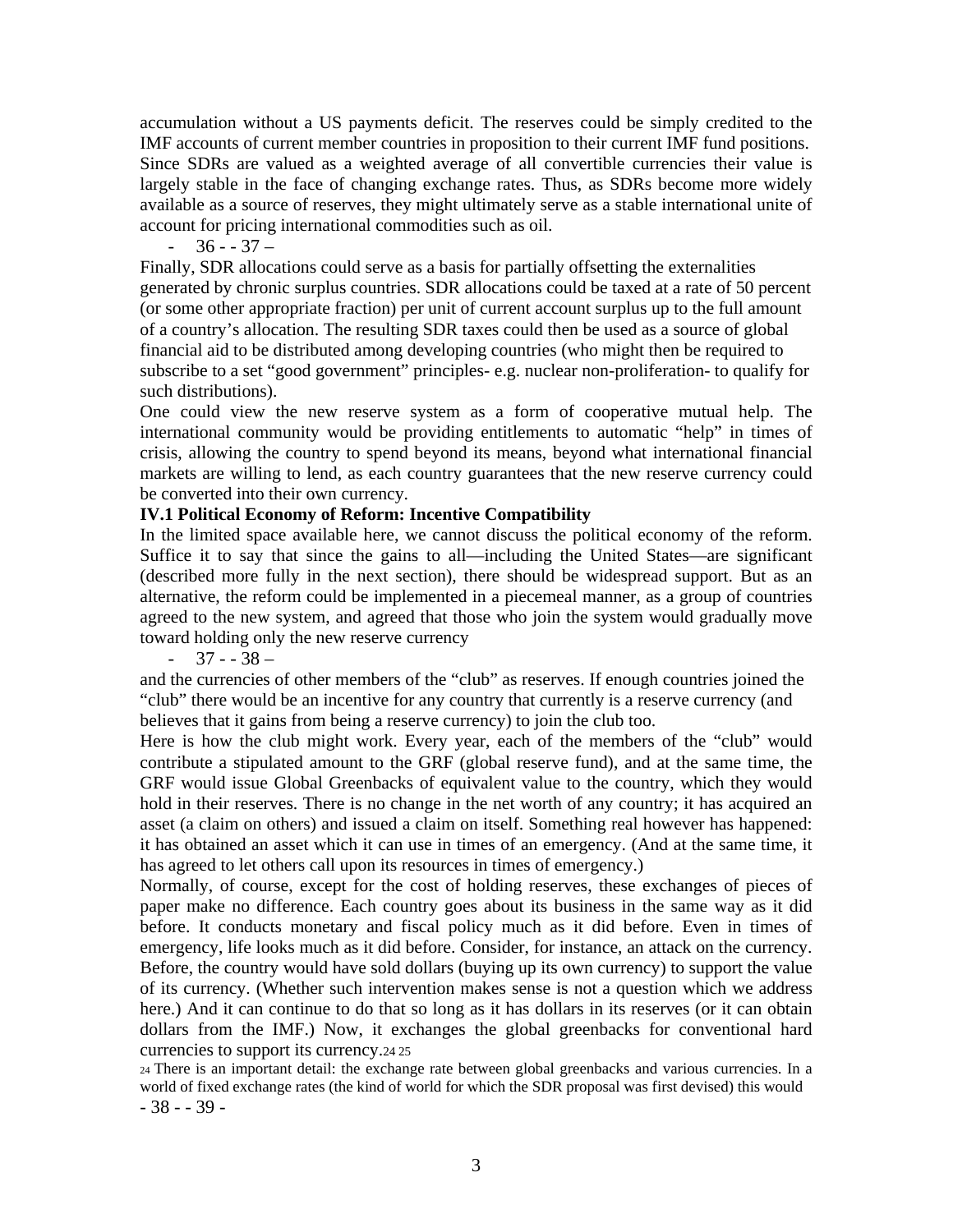accumulation without a US payments deficit. The reserves could be simply credited to the IMF accounts of current member countries in proposition to their current IMF fund positions. Since SDRs are valued as a weighted average of all convertible currencies their value is largely stable in the face of changing exchange rates. Thus, as SDRs become more widely available as a source of reserves, they might ultimately serve as a stable international unite of account for pricing international commodities such as oil.

- 36 - - 37 –

Finally, SDR allocations could serve as a basis for partially offsetting the externalities generated by chronic surplus countries. SDR allocations could be taxed at a rate of 50 percent (or some other appropriate fraction) per unit of current account surplus up to the full amount of a country's allocation. The resulting SDR taxes could then be used as a source of global financial aid to be distributed among developing countries (who might then be required to subscribe to a set "good government" principles- e.g. nuclear non-proliferation- to qualify for such distributions).

One could view the new reserve system as a form of cooperative mutual help. The international community would be providing entitlements to automatic "help" in times of crisis, allowing the country to spend beyond its means, beyond what international financial markets are willing to lend, as each country guarantees that the new reserve currency could be converted into their own currency.

**IV.1 Political Economy of Reform: Incentive Compatibility**

In the limited space available here, we cannot discuss the political economy of the reform. Suffice it to say that since the gains to all—including the United States—are significant (described more fully in the next section), there should be widespread support. But as an alternative, the reform could be implemented in a piecemeal manner, as a group of countries agreed to the new system, and agreed that those who join the system would gradually move toward holding only the new reserve currency

- 37 - - 38 –

and the currencies of other members of the "club" as reserves. If enough countries joined the "club" there would be an incentive for any country that currently is a reserve currency (and believes that it gains from being a reserve currency) to join the club too.

Here is how the club might work. Every year, each of the members of the "club" would contribute a stipulated amount to the GRF (global reserve fund), and at the same time, the GRF would issue Global Greenbacks of equivalent value to the country, which they would hold in their reserves. There is no change in the net worth of any country; it has acquired an asset (a claim on others) and issued a claim on itself. Something real however has happened: it has obtained an asset which it can use in times of an emergency. (And at the same time, it has agreed to let others call upon its resources in times of emergency.)

Normally, of course, except for the cost of holding reserves, these exchanges of pieces of paper make no difference. Each country goes about its business in the same way as it did before. It conducts monetary and fiscal policy much as it did before. Even in times of emergency, life looks much as it did before. Consider, for instance, an attack on the currency. Before, the country would have sold dollars (buying up its own currency) to support the value of its currency. (Whether such intervention makes sense is not a question which we address here.) And it can continue to do that so long as it has dollars in its reserves (or it can obtain dollars from the IMF.) Now, it exchanges the global greenbacks for conventional hard currencies to support its currency.[24] [25]

[24] There is an important detail: the exchange rate between global greenbacks and various currencies. In a world of fixed exchange rates (the kind of world for which the SDR proposal was first devised) this would

- 38 - - 39 -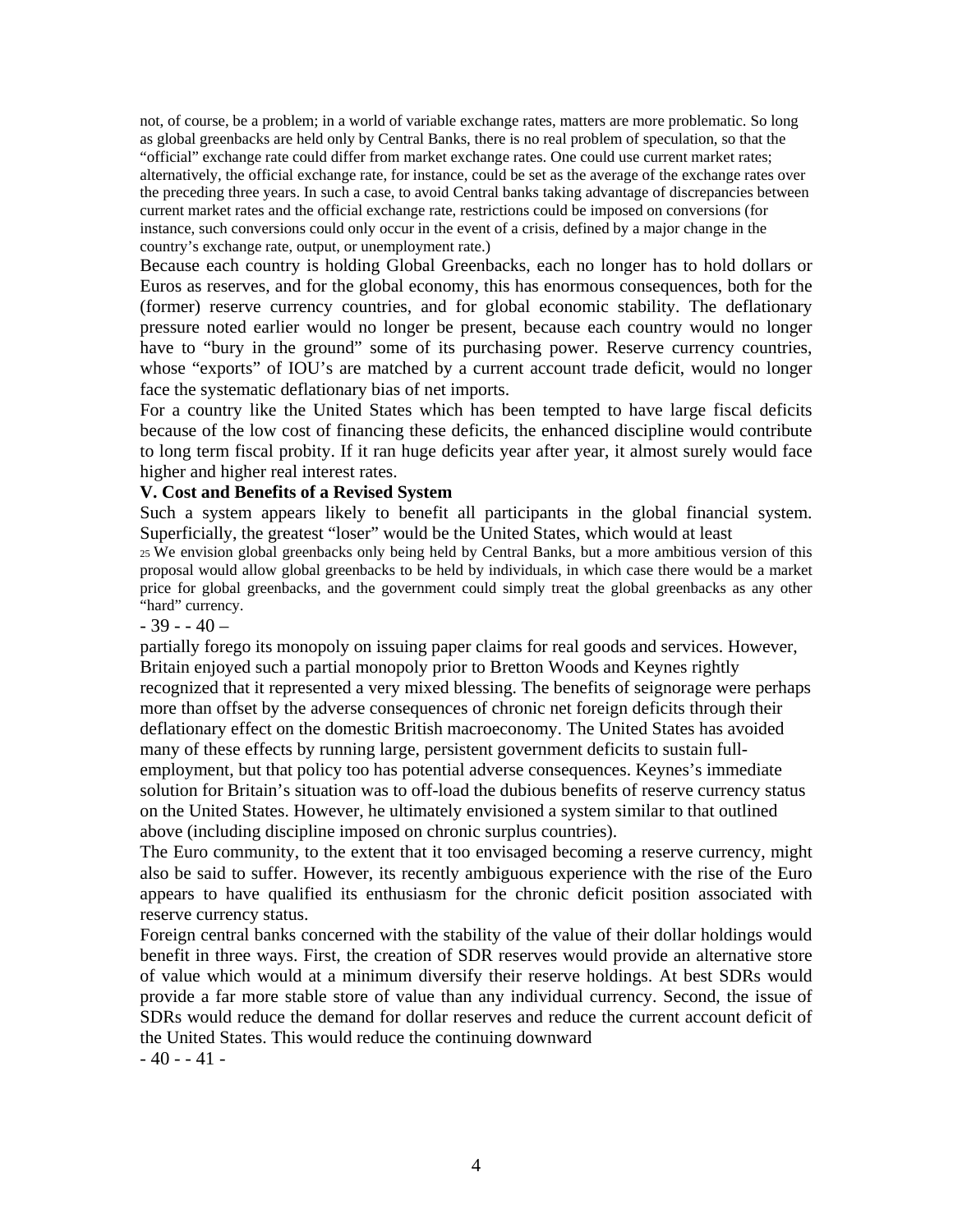not, of course, be a problem; in a world of variable exchange rates, matters are more problematic. So long as global greenbacks are held only by Central Banks, there is no real problem of speculation, so that the "official" exchange rate could differ from market exchange rates. One could use current market rates; alternatively, the official exchange rate, for instance, could be set as the average of the exchange rates over the preceding three years. In such a case, to avoid Central banks taking advantage of discrepancies between current market rates and the official exchange rate, restrictions could be imposed on conversions (for instance, such conversions could only occur in the event of a crisis, defined by a major change in the country's exchange rate, output, or unemployment rate.)

Because each country is holding Global Greenbacks, each no longer has to hold dollars or Euros as reserves, and for the global economy, this has enormous consequences, both for the (former) reserve currency countries, and for global economic stability. The deflationary pressure noted earlier would no longer be present, because each country would no longer have to "bury in the ground" some of its purchasing power. Reserve currency countries, whose "exports" of IOU's are matched by a current account trade deficit, would no longer face the systematic deflationary bias of net imports.

For a country like the United States which has been tempted to have large fiscal deficits because of the low cost of financing these deficits, the enhanced discipline would contribute to long term fiscal probity. If it ran huge deficits year after year, it almost surely would face higher and higher real interest rates.

**V. Cost and Benefits of a Revised System**

Such a system appears likely to benefit all participants in the global financial system. Superficially, the greatest "loser" would be the United States, which would at least partially forego its monopoly on issuing paper claims for real goods and services. However, Britain enjoyed such a partial monopoly prior to Bretton Woods and Keynes rightly recognized that it represented a very mixed blessing. The benefits of seignorage were perhaps more than offset by the adverse consequences of chronic net foreign deficits through their deflationary effect on the domestic British macroeconomy. The United States has avoided many of these effects by running large, persistent government deficits to sustain full-employment, but that policy too has potential adverse consequences. Keynes's immediate solution for Britain's situation was to off-load the dubious benefits of reserve currency status on the United States. However, he ultimately envisioned a system similar to that outlined above (including discipline imposed on chronic surplus countries).

The Euro community, to the extent that it too envisaged becoming a reserve currency, might also be said to suffer. However, its recently ambiguous experience with the rise of the Euro appears to have qualified its enthusiasm for the chronic deficit position associated with reserve currency status.

Foreign central banks concerned with the stability of the value of their dollar holdings would benefit in three ways. First, the creation of SDR reserves would provide an alternative store of value which would at a minimum diversify their reserve holdings. At best SDRs would provide a far more stable store of value than any individual currency. Second, the issue of SDRs would reduce the demand for dollar reserves and reduce the current account deficit of the United States. This would reduce the continuing downward

[25] We envision global greenbacks only being held by Central Banks, but a more ambitious version of this proposal would allow global greenbacks to be held by individuals, in which case there would be a market price for global greenbacks, and the government could simply treat the global greenbacks as any other "hard" currency.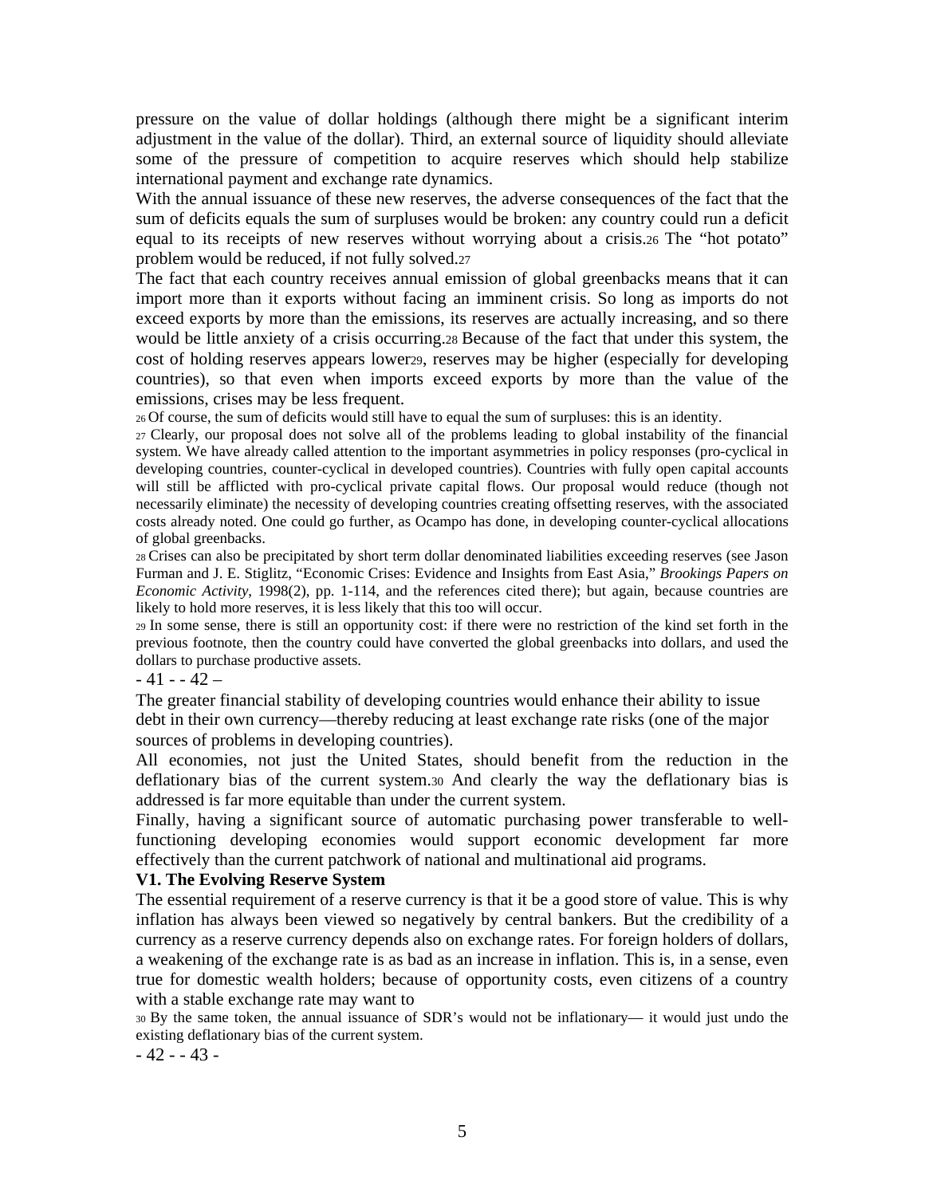pressure on the value of dollar holdings (although there might be a significant interim adjustment in the value of the dollar). Third, an external source of liquidity should alleviate some of the pressure of competition to acquire reserves which should help stabilize international payment and exchange rate dynamics.

With the annual issuance of these new reserves, the adverse consequences of the fact that the sum of deficits equals the sum of surpluses would be broken: any country could run a deficit equal to its receipts of new reserves without worrying about a crisis.[26] The "hot potato" problem would be reduced, if not fully solved.[27]

The fact that each country receives annual emission of global greenbacks means that it can import more than it exports without facing an imminent crisis. So long as imports do not exceed exports by more than the emissions, its reserves are actually increasing, and so there would be little anxiety of a crisis occurring.[28] Because of the fact that under this system, the cost of holding reserves appears lower[29], reserves may be higher (especially for developing countries), so that even when imports exceed exports by more than the value of the emissions, crises may be less frequent.

[26] Of course, the sum of deficits would still have to equal the sum of surpluses: this is an identity.

[27] Clearly, our proposal does not solve all of the problems leading to global instability of the financial system. We have already called attention to the important asymmetries in policy responses (pro-cyclical in developing countries, counter-cyclical in developed countries). Countries with fully open capital accounts will still be afflicted with pro-cyclical private capital flows. Our proposal would reduce (though not necessarily eliminate) the necessity of developing countries creating offsetting reserves, with the associated costs already noted. One could go further, as Ocampo has done, in developing counter-cyclical allocations of global greenbacks.

[28] Crises can also be precipitated by short term dollar denominated liabilities exceeding reserves (see Jason Furman and J. E. Stiglitz, "Economic Crises: Evidence and Insights from East Asia," *Brookings Papers on Economic Activity*, 1998(2), pp. 1-114, and the references cited there); but again, because countries are likely to hold more reserves, it is less likely that this too will occur.

[29] In some sense, there is still an opportunity cost: if there were no restriction of the kind set forth in the previous footnote, then the country could have converted the global greenbacks into dollars, and used the dollars to purchase productive assets.

- 41 - - 42 –

The greater financial stability of developing countries would enhance their ability to issue debt in their own currency—thereby reducing at least exchange rate risks (one of the major sources of problems in developing countries).

All economies, not just the United States, should benefit from the reduction in the deflationary bias of the current system.[30] And clearly the way the deflationary bias is addressed is far more equitable than under the current system.

Finally, having a significant source of automatic purchasing power transferable to well-functioning developing economies would support economic development far more effectively than the current patchwork of national and multinational aid programs.

**V1. The Evolving Reserve System**

The essential requirement of a reserve currency is that it be a good store of value. This is why inflation has always been viewed so negatively by central bankers. But the credibility of a currency as a reserve currency depends also on exchange rates. For foreign holders of dollars, a weakening of the exchange rate is as bad as an increase in inflation. This is, in a sense, even true for domestic wealth holders; because of opportunity costs, even citizens of a country with a stable exchange rate may want to

[30] By the same token, the annual issuance of SDR's would not be inflationary— it would just undo the existing deflationary bias of the current system.

- 42 - - 43 -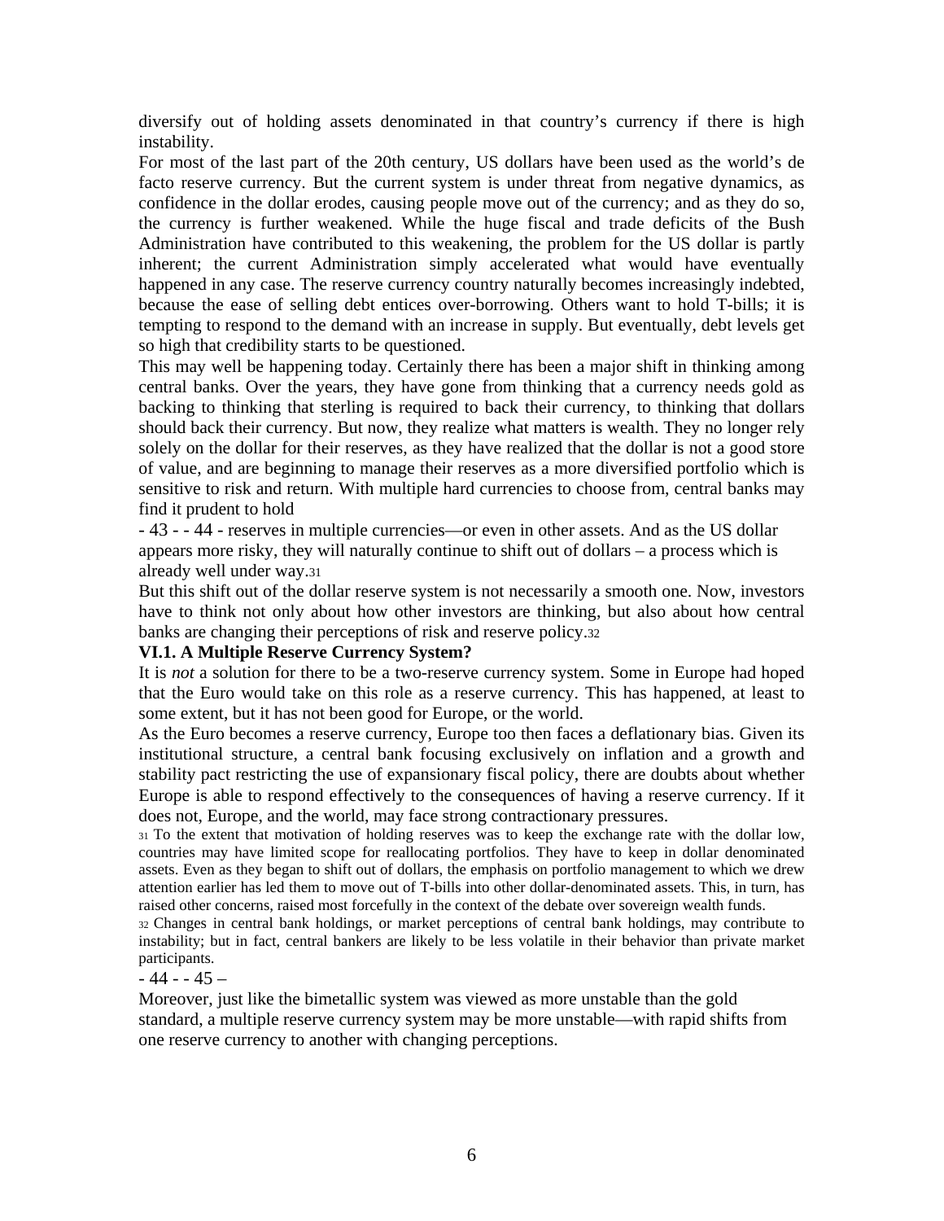diversify out of holding assets denominated in that country's currency if there is high instability.

For most of the last part of the 20th century, US dollars have been used as the world's de facto reserve currency. But the current system is under threat from negative dynamics, as confidence in the dollar erodes, causing people move out of the currency; and as they do so, the currency is further weakened. While the huge fiscal and trade deficits of the Bush Administration have contributed to this weakening, the problem for the US dollar is partly inherent; the current Administration simply accelerated what would have eventually happened in any case. The reserve currency country naturally becomes increasingly indebted, because the ease of selling debt entices over-borrowing. Others want to hold T-bills; it is tempting to respond to the demand with an increase in supply. But eventually, debt levels get so high that credibility starts to be questioned.

This may well be happening today. Certainly there has been a major shift in thinking among central banks. Over the years, they have gone from thinking that a currency needs gold as backing to thinking that sterling is required to back their currency, to thinking that dollars should back their currency. But now, they realize what matters is wealth. They no longer rely solely on the dollar for their reserves, as they have realized that the dollar is not a good store of value, and are beginning to manage their reserves as a more diversified portfolio which is sensitive to risk and return. With multiple hard currencies to choose from, central banks may find it prudent to hold

- 43 - - 44 - reserves in multiple currencies—or even in other assets. And as the US dollar appears more risky, they will naturally continue to shift out of dollars – a process which is already well under way.[31]

But this shift out of the dollar reserve system is not necessarily a smooth one. Now, investors have to think not only about how other investors are thinking, but also about how central banks are changing their perceptions of risk and reserve policy.[32]

### VI.1. A Multiple Reserve Currency System?

It is *not* a solution for there to be a two-reserve currency system. Some in Europe had hoped that the Euro would take on this role as a reserve currency. This has happened, at least to some extent, but it has not been good for Europe, or the world.

As the Euro becomes a reserve currency, Europe too then faces a deflationary bias. Given its institutional structure, a central bank focusing exclusively on inflation and a growth and stability pact restricting the use of expansionary fiscal policy, there are doubts about whether Europe is able to respond effectively to the consequences of having a reserve currency. If it does not, Europe, and the world, may face strong contractionary pressures.

[31] To the extent that motivation of holding reserves was to keep the exchange rate with the dollar low, countries may have limited scope for reallocating portfolios. They have to keep in dollar denominated assets. Even as they began to shift out of dollars, the emphasis on portfolio management to which we drew attention earlier has led them to move out of T-bills into other dollar-denominated assets. This, in turn, has raised other concerns, raised most forcefully in the context of the debate over sovereign wealth funds.

[32] Changes in central bank holdings, or market perceptions of central bank holdings, may contribute to instability; but in fact, central bankers are likely to be less volatile in their behavior than private market participants.

- 44 - - 45 –

Moreover, just like the bimetallic system was viewed as more unstable than the gold standard, a multiple reserve currency system may be more unstable—with rapid shifts from one reserve currency to another with changing perceptions.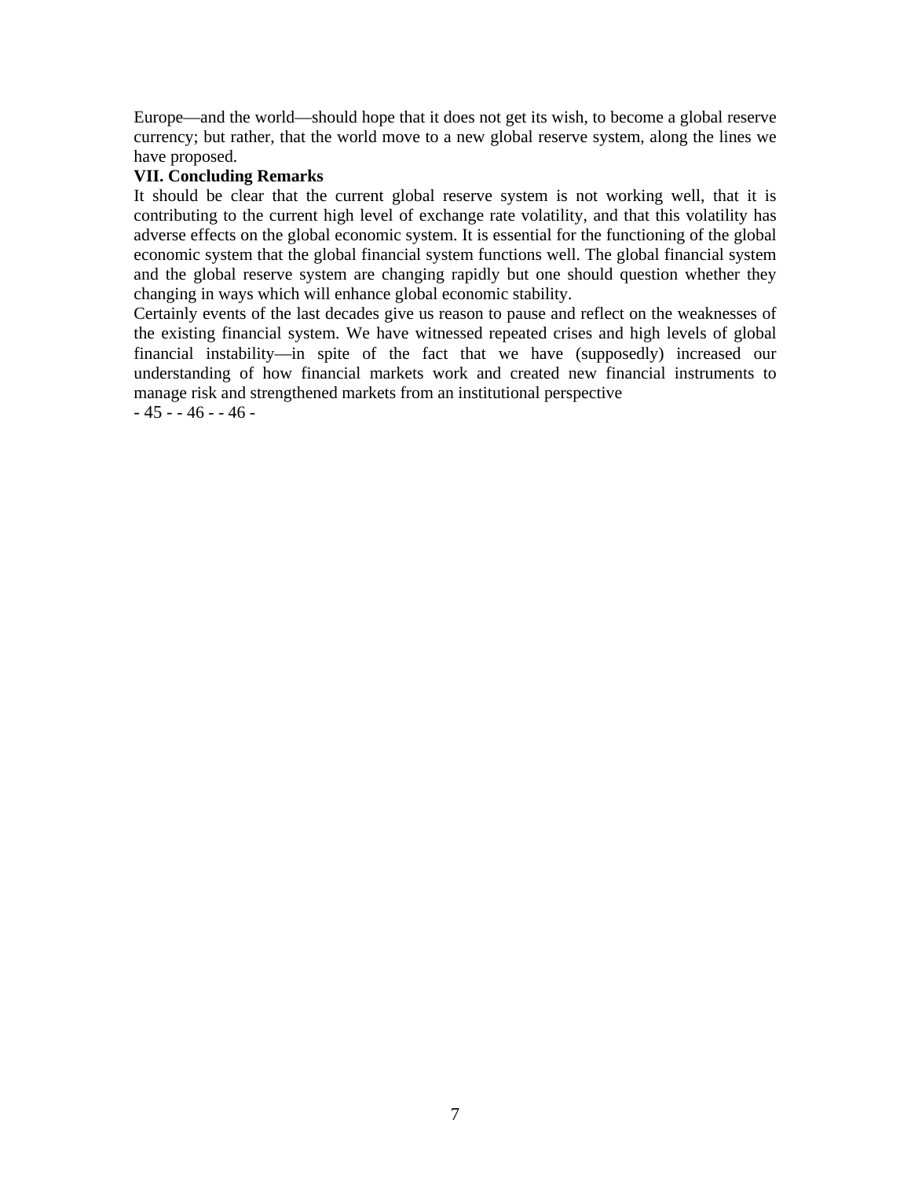Europe—and the world—should hope that it does not get its wish, to become a global reserve currency; but rather, that the world move to a new global reserve system, along the lines we have proposed.

**VII. Concluding Remarks**

It should be clear that the current global reserve system is not working well, that it is contributing to the current high level of exchange rate volatility, and that this volatility has adverse effects on the global economic system. It is essential for the functioning of the global economic system that the global financial system functions well. The global financial system and the global reserve system are changing rapidly but one should question whether they changing in ways which will enhance global economic stability.

Certainly events of the last decades give us reason to pause and reflect on the weaknesses of the existing financial system. We have witnessed repeated crises and high levels of global financial instability—in spite of the fact that we have (supposedly) increased our understanding of how financial markets work and created new financial instruments to manage risk and strengthened markets from an institutional perspective

- 45 - - 46 - - 46 -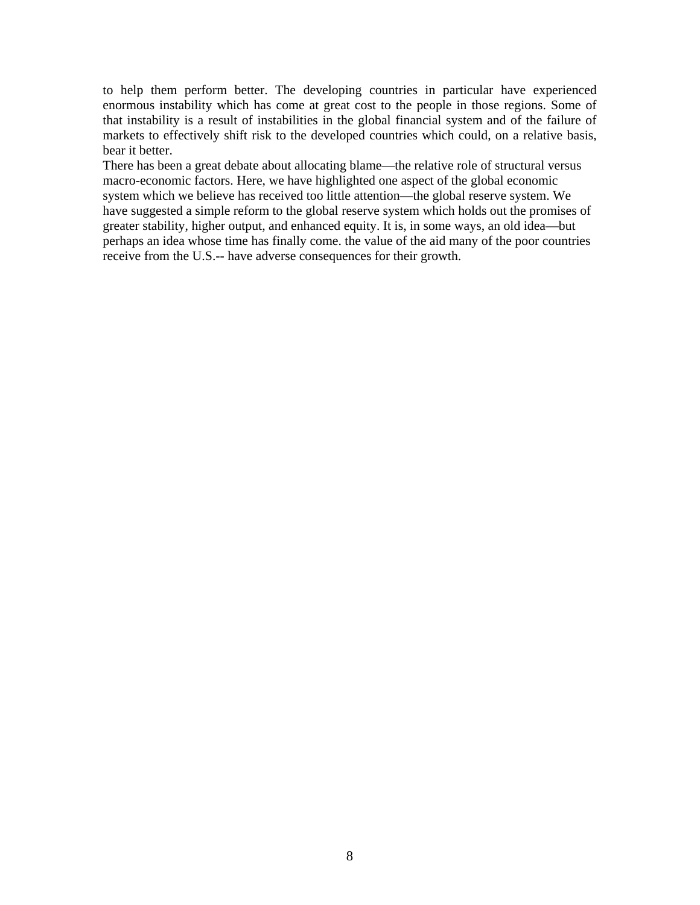to help them perform better. The developing countries in particular have experienced enormous instability which has come at great cost to the people in those regions. Some of that instability is a result of instabilities in the global financial system and of the failure of markets to effectively shift risk to the developed countries which could, on a relative basis, bear it better.

There has been a great debate about allocating blame—the relative role of structural versus macro-economic factors. Here, we have highlighted one aspect of the global economic system which we believe has received too little attention—the global reserve system. We have suggested a simple reform to the global reserve system which holds out the promises of greater stability, higher output, and enhanced equity. It is, in some ways, an old idea—but perhaps an idea whose time has finally come. the value of the aid many of the poor countries receive from the U.S.-- have adverse consequences for their growth.